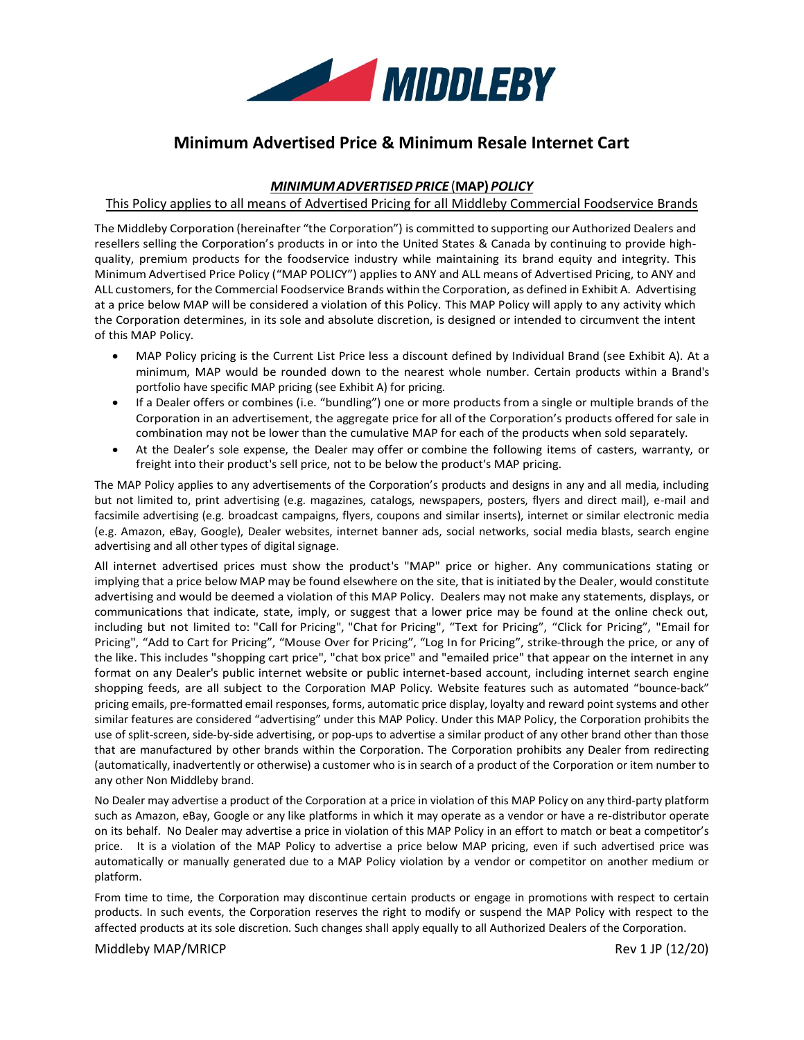MIDDLEBY

# Minimum Advertised Price & Minimum Resale Internet Cart

## ***MINIMUM ADVERTISED PRICE* (MAP) *POLICY***

This Policy applies to all means of Advertised Pricing for all Middleby Commercial Foodservice Brands

The Middleby Corporation (hereinafter "the Corporation") is committed to supporting our Authorized Dealers and resellers selling the Corporation's products in or into the United States & Canada by continuing to provide high-quality, premium products for the foodservice industry while maintaining its brand equity and integrity. This Minimum Advertised Price Policy ("MAP POLICY") applies to ANY and ALL means of Advertised Pricing, to ANY and ALL customers, for the Commercial Foodservice Brands within the Corporation, as defined in Exhibit A. Advertising at a price below MAP will be considered a violation of this Policy. This MAP Policy will apply to any activity which the Corporation determines, in its sole and absolute discretion, is designed or intended to circumvent the intent of this MAP Policy.

- MAP Policy pricing is the Current List Price less a discount defined by Individual Brand (see Exhibit A). At a minimum, MAP would be rounded down to the nearest whole number. Certain products within a Brand's portfolio have specific MAP pricing (see Exhibit A) for pricing.
- If a Dealer offers or combines (i.e. "bundling") one or more products from a single or multiple brands of the Corporation in an advertisement, the aggregate price for all of the Corporation's products offered for sale in combination may not be lower than the cumulative MAP for each of the products when sold separately.
- At the Dealer's sole expense, the Dealer may offer or combine the following items of casters, warranty, or freight into their product's sell price, not to be below the product's MAP pricing.

The MAP Policy applies to any advertisements of the Corporation's products and designs in any and all media, including but not limited to, print advertising (e.g. magazines, catalogs, newspapers, posters, flyers and direct mail), e-mail and facsimile advertising (e.g. broadcast campaigns, flyers, coupons and similar inserts), internet or similar electronic media (e.g. Amazon, eBay, Google), Dealer websites, internet banner ads, social networks, social media blasts, search engine advertising and all other types of digital signage.

All internet advertised prices must show the product's "MAP" price or higher. Any communications stating or implying that a price below MAP may be found elsewhere on the site, that is initiated by the Dealer, would constitute advertising and would be deemed a violation of this MAP Policy. Dealers may not make any statements, displays, or communications that indicate, state, imply, or suggest that a lower price may be found at the online check out, including but not limited to: "Call for Pricing", "Chat for Pricing", "Text for Pricing", "Click for Pricing", "Email for Pricing", "Add to Cart for Pricing", "Mouse Over for Pricing", "Log In for Pricing", strike-through the price, or any of the like. This includes "shopping cart price", "chat box price" and "emailed price" that appear on the internet in any format on any Dealer's public internet website or public internet-based account, including internet search engine shopping feeds, are all subject to the Corporation MAP Policy. Website features such as automated "bounce-back" pricing emails, pre-formatted email responses, forms, automatic price display, loyalty and reward point systems and other similar features are considered "advertising" under this MAP Policy. Under this MAP Policy, the Corporation prohibits the use of split-screen, side-by-side advertising, or pop-ups to advertise a similar product of any other brand other than those that are manufactured by other brands within the Corporation. The Corporation prohibits any Dealer from redirecting (automatically, inadvertently or otherwise) a customer who is in search of a product of the Corporation or item number to any other Non Middleby brand.

No Dealer may advertise a product of the Corporation at a price in violation of this MAP Policy on any third-party platform such as Amazon, eBay, Google or any like platforms in which it may operate as a vendor or have a re-distributor operate on its behalf. No Dealer may advertise a price in violation of this MAP Policy in an effort to match or beat a competitor's price. It is a violation of the MAP Policy to advertise a price below MAP pricing, even if such advertised price was automatically or manually generated due to a MAP Policy violation by a vendor or competitor on another medium or platform.

From time to time, the Corporation may discontinue certain products or engage in promotions with respect to certain products. In such events, the Corporation reserves the right to modify or suspend the MAP Policy with respect to the affected products at its sole discretion. Such changes shall apply equally to all Authorized Dealers of the Corporation.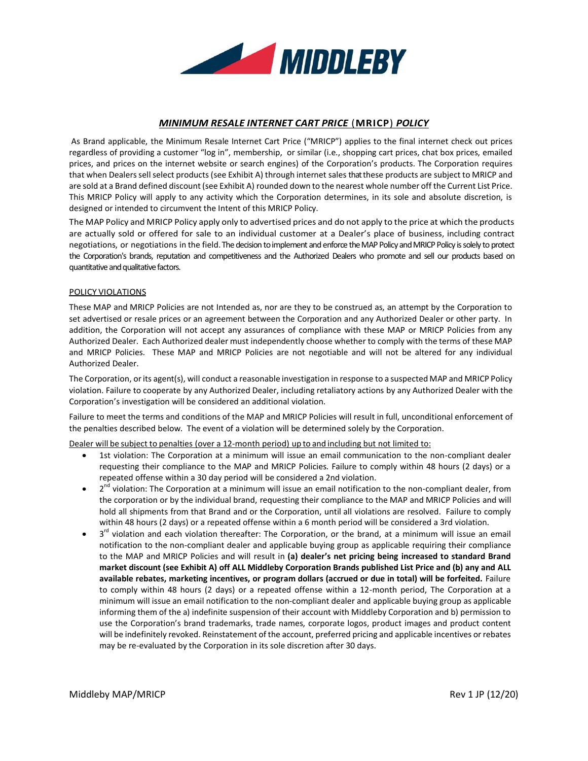MIDDLEBY

## ***MINIMUM RESALE INTERNET CART PRICE*** (**MRICP**) ***POLICY***

As Brand applicable, the Minimum Resale Internet Cart Price ("MRICP") applies to the final internet check out prices regardless of providing a customer "log in", membership, or similar (i.e., shopping cart prices, chat box prices, emailed prices, and prices on the internet website or search engines) of the Corporation's products. The Corporation requires that when Dealers sell select products (see Exhibit A) through internet sales that these products are subject to MRICP and are sold at a Brand defined discount (see Exhibit A) rounded down to the nearest whole number off the Current List Price. This MRICP Policy will apply to any activity which the Corporation determines, in its sole and absolute discretion, is designed or intended to circumvent the Intent of this MRICP Policy.

The MAP Policy and MRICP Policy apply only to advertised prices and do not apply to the price at which the products are actually sold or offered for sale to an individual customer at a Dealer's place of business, including contract negotiations, or negotiations in the field. The decision to implement and enforce the MAP Policy and MRICP Policy is solely to protect the Corporation's brands, reputation and competitiveness and the Authorized Dealers who promote and sell our products based on quantitative and qualitative factors.

POLICY VIOLATIONS

These MAP and MRICP Policies are not Intended as, nor are they to be construed as, an attempt by the Corporation to set advertised or resale prices or an agreement between the Corporation and any Authorized Dealer or other party. In addition, the Corporation will not accept any assurances of compliance with these MAP or MRICP Policies from any Authorized Dealer. Each Authorized dealer must independently choose whether to comply with the terms of these MAP and MRICP Policies. These MAP and MRICP Policies are not negotiable and will not be altered for any individual Authorized Dealer.

The Corporation, or its agent(s), will conduct a reasonable investigation in response to a suspected MAP and MRICP Policy violation. Failure to cooperate by any Authorized Dealer, including retaliatory actions by any Authorized Dealer with the Corporation's investigation will be considered an additional violation.

Failure to meet the terms and conditions of the MAP and MRICP Policies will result in full, unconditional enforcement of the penalties described below. The event of a violation will be determined solely by the Corporation.

Dealer will be subject to penalties (over a 12-month period) up to and including but not limited to:

- 1st violation: The Corporation at a minimum will issue an email communication to the non-compliant dealer requesting their compliance to the MAP and MRICP Policies. Failure to comply within 48 hours (2 days) or a repeated offense within a 30 day period will be considered a 2nd violation.
- 2nd violation: The Corporation at a minimum will issue an email notification to the non-compliant dealer, from the corporation or by the individual brand, requesting their compliance to the MAP and MRICP Policies and will hold all shipments from that Brand and or the Corporation, until all violations are resolved. Failure to comply within 48 hours (2 days) or a repeated offense within a 6 month period will be considered a 3rd violation.
- 3rd violation and each violation thereafter: The Corporation, or the brand, at a minimum will issue an email notification to the non-compliant dealer and applicable buying group as applicable requiring their compliance to the MAP and MRICP Policies and will result in **(a) dealer's net pricing being increased to standard Brand market discount (see Exhibit A) off ALL Middleby Corporation Brands published List Price and (b) any and ALL available rebates, marketing incentives, or program dollars (accrued or due in total) will be forfeited.** Failure to comply within 48 hours (2 days) or a repeated offense within a 12-month period, The Corporation at a minimum will issue an email notification to the non-compliant dealer and applicable buying group as applicable informing them of the a) indefinite suspension of their account with Middleby Corporation and b) permission to use the Corporation's brand trademarks, trade names, corporate logos, product images and product content will be indefinitely revoked. Reinstatement of the account, preferred pricing and applicable incentives or rebates may be re-evaluated by the Corporation in its sole discretion after 30 days.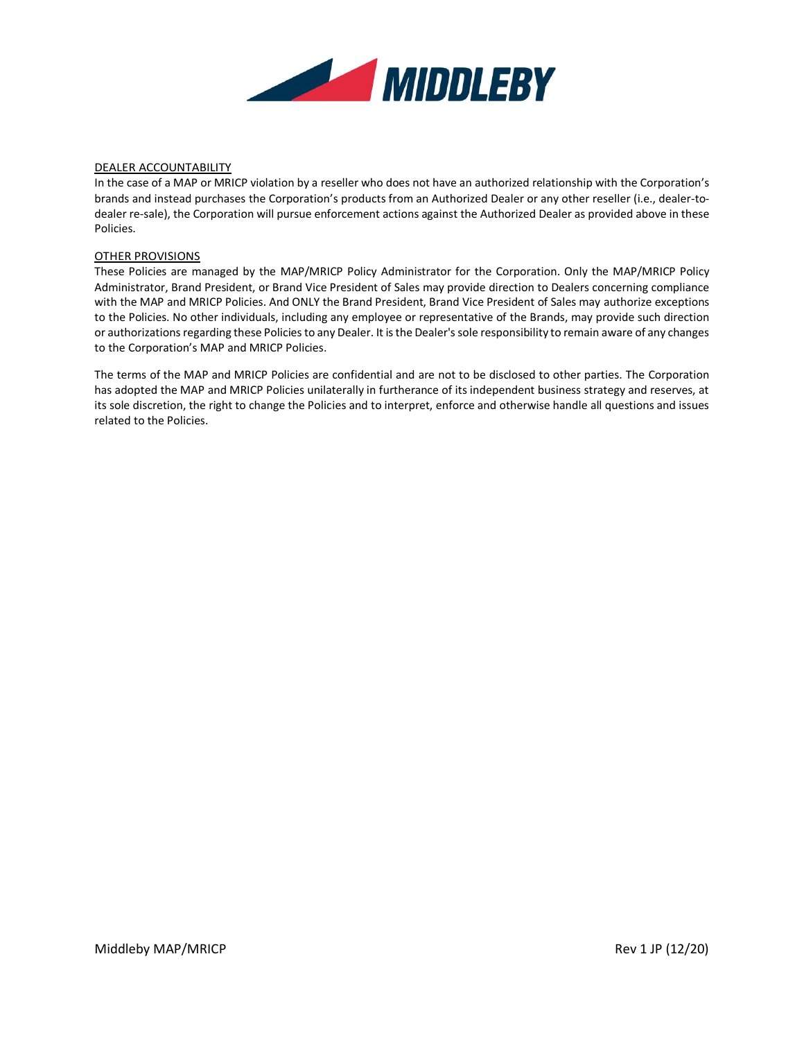DEALER ACCOUNTABILITY

In the case of a MAP or MRICP violation by a reseller who does not have an authorized relationship with the Corporation's brands and instead purchases the Corporation's products from an Authorized Dealer or any other reseller (i.e., dealer-to-dealer re-sale), the Corporation will pursue enforcement actions against the Authorized Dealer as provided above in these Policies.

OTHER PROVISIONS

These Policies are managed by the MAP/MRICP Policy Administrator for the Corporation. Only the MAP/MRICP Policy Administrator, Brand President, or Brand Vice President of Sales may provide direction to Dealers concerning compliance with the MAP and MRICP Policies. And ONLY the Brand President, Brand Vice President of Sales may authorize exceptions to the Policies. No other individuals, including any employee or representative of the Brands, may provide such direction or authorizations regarding these Policies to any Dealer. It is the Dealer's sole responsibility to remain aware of any changes to the Corporation's MAP and MRICP Policies.

The terms of the MAP and MRICP Policies are confidential and are not to be disclosed to other parties. The Corporation has adopted the MAP and MRICP Policies unilaterally in furtherance of its independent business strategy and reserves, at its sole discretion, the right to change the Policies and to interpret, enforce and otherwise handle all questions and issues related to the Policies.